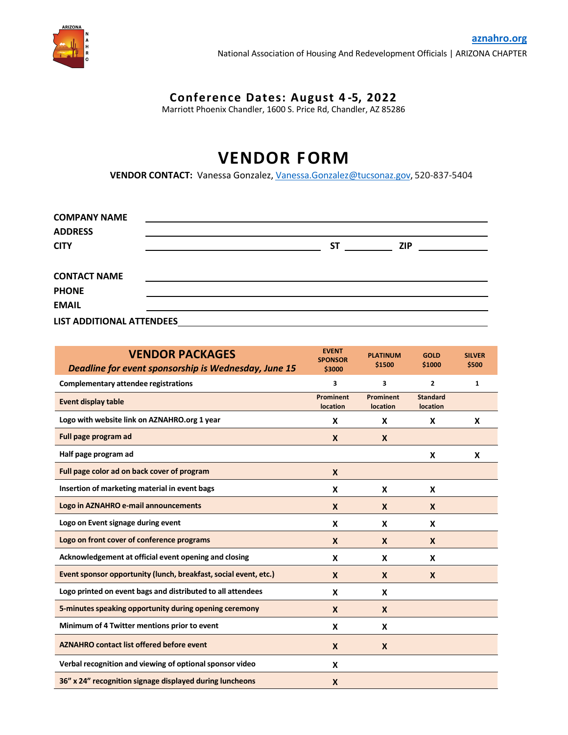aznahro.org

National Association of Housing And Redevelopment Officials | ARIZONA CHAPTER

**Conference Dates: August 4-5, 2022**

Marriott Phoenix Chandler, 1600 S. Price Rd, Chandler, AZ 85286

# VENDOR FORM

**VENDOR CONTACT:** Vanessa Gonzalez, Vanessa.Gonzalez@tucsonaz.gov, 520-837-5404

**COMPANY NAME** ______________________________

**ADDRESS** ______________________________

**CITY** ______________ **ST** ________ **ZIP** ________

**CONTACT NAME** ______________________________

**PHONE** ______________________________

**EMAIL** ______________________________

**LIST ADDITIONAL ATTENDEES** ______________________________

| **VENDOR PACKAGES** *Deadline for event sponsorship is Wednesday, June 15* | **EVENT SPONSOR $3000** | **PLATINUM $1500** | **GOLD $1000** | **SILVER $500** |
|---|---|---|---|---|
| **Complementary attendee registrations** | 3 | 3 | 2 | 1 |
| **Event display table** | Prominent location | Prominent location | Standard location | |
| **Logo with website link on AZNAHRO.org 1 year** | X | X | X | X |
| **Full page program ad** | X | X | | |
| **Half page program ad** | | | X | X |
| **Full page color ad on back cover of program** | X | | | |
| **Insertion of marketing material in event bags** | X | X | X | |
| **Logo in AZNAHRO e-mail announcements** | X | X | X | |
| **Logo on Event signage during event** | X | X | X | |
| **Logo on front cover of conference programs** | X | X | X | |
| **Acknowledgement at official event opening and closing** | X | X | X | |
| **Event sponsor opportunity (lunch, breakfast, social event, etc.)** | X | X | X | |
| **Logo printed on event bags and distributed to all attendees** | X | X | | |
| **5-minutes speaking opportunity during opening ceremony** | X | X | | |
| **Minimum of 4 Twitter mentions prior to event** | X | X | | |
| **AZNAHRO contact list offered before event** | X | X | | |
| **Verbal recognition and viewing of optional sponsor video** | X | | | |
| **36” x 24” recognition signage displayed during luncheons** | X | | | |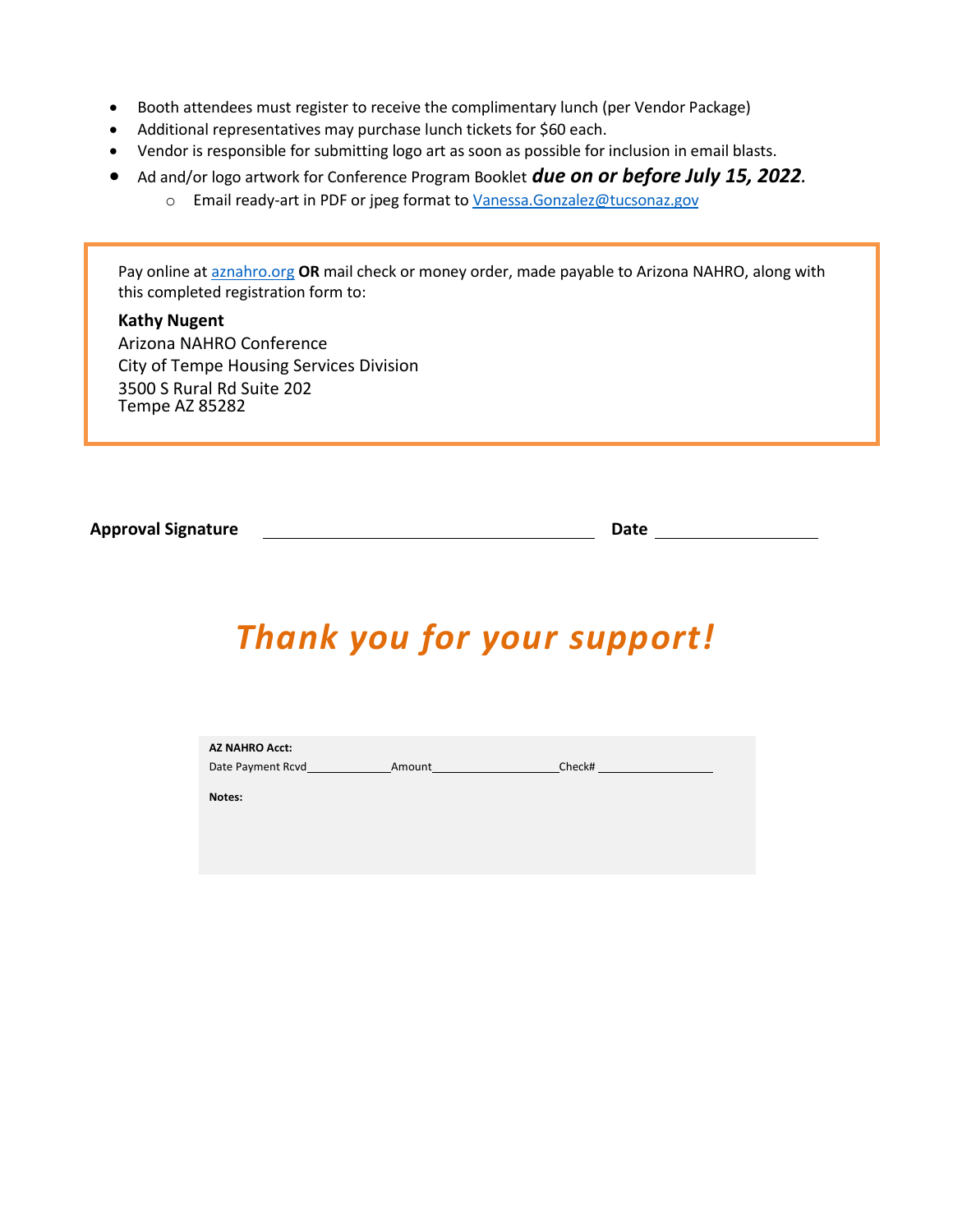- Booth attendees must register to receive the complimentary lunch (per Vendor Package)
- Additional representatives may purchase lunch tickets for $60 each.
- Vendor is responsible for submitting logo art as soon as possible for inclusion in email blasts.
- Ad and/or logo artwork for Conference Program Booklet ***due on or before July 15, 2022***.
    - Email ready-art in PDF or jpeg format to Vanessa.Gonzalez@tucsonaz.gov

Pay online at aznahro.org **OR** mail check or money order, made payable to Arizona NAHRO, along with this completed registration form to:

**Kathy Nugent**
Arizona NAHRO Conference
City of Tempe Housing Services Division
3500 S Rural Rd Suite 202
Tempe AZ 85282

**Approval Signature** ______________________________ **Date** ______________

## *Thank you for your support!*

**AZ NAHRO Acct:**
Date Payment Rcvd____________ Amount__________________ Check# ________________

**Notes:**